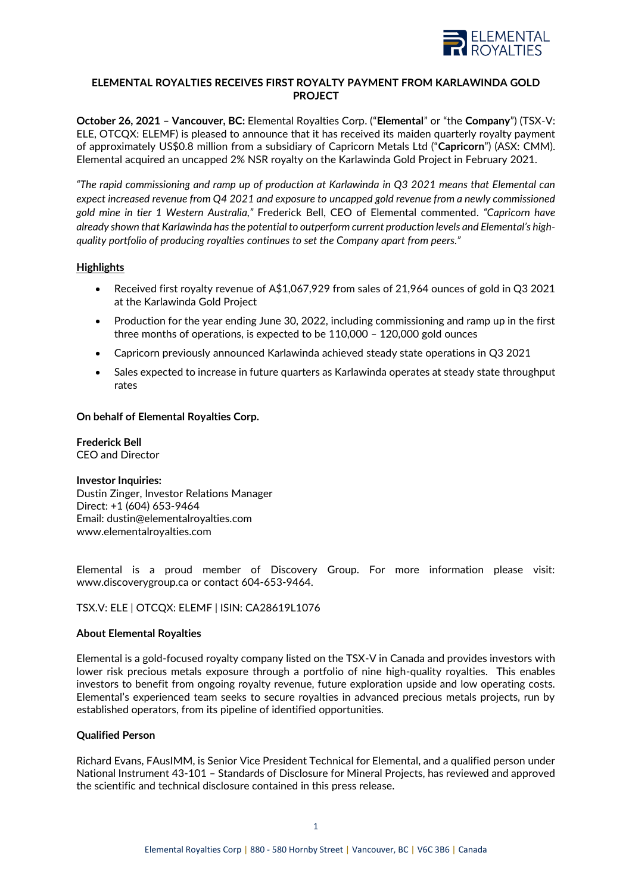# ELEMENTAL ROYALTIES RECEIVES FIRST ROYALTY PAYMENT FROM KARLAWINDA GOLD PROJECT

**October 26, 2021 – Vancouver, BC:** Elemental Royalties Corp. ("**Elemental**" or "the **Company**") (TSX-V: ELE, OTCQX: ELEMF) is pleased to announce that it has received its maiden quarterly royalty payment of approximately US$0.8 million from a subsidiary of Capricorn Metals Ltd ("**Capricorn**") (ASX: CMM). Elemental acquired an uncapped 2% NSR royalty on the Karlawinda Gold Project in February 2021.

*"The rapid commissioning and ramp up of production at Karlawinda in Q3 2021 means that Elemental can expect increased revenue from Q4 2021 and exposure to uncapped gold revenue from a newly commissioned gold mine in tier 1 Western Australia,"* Frederick Bell, CEO of Elemental commented. *"Capricorn have already shown that Karlawinda has the potential to outperform current production levels and Elemental's high-quality portfolio of producing royalties continues to set the Company apart from peers."*

## Highlights

- Received first royalty revenue of A$1,067,929 from sales of 21,964 ounces of gold in Q3 2021 at the Karlawinda Gold Project
- Production for the year ending June 30, 2022, including commissioning and ramp up in the first three months of operations, is expected to be 110,000 – 120,000 gold ounces
- Capricorn previously announced Karlawinda achieved steady state operations in Q3 2021
- Sales expected to increase in future quarters as Karlawinda operates at steady state throughput rates

**On behalf of Elemental Royalties Corp.**

**Frederick Bell**
CEO and Director

**Investor Inquiries:**
Dustin Zinger, Investor Relations Manager
Direct: +1 (604) 653-9464
Email: dustin@elementalroyalties.com
www.elementalroyalties.com

Elemental is a proud member of Discovery Group. For more information please visit: www.discoverygroup.ca or contact 604-653-9464.

TSX.V: ELE | OTCQX: ELEMF | ISIN: CA28619L1076

**About Elemental Royalties**

Elemental is a gold-focused royalty company listed on the TSX-V in Canada and provides investors with lower risk precious metals exposure through a portfolio of nine high-quality royalties. This enables investors to benefit from ongoing royalty revenue, future exploration upside and low operating costs. Elemental's experienced team seeks to secure royalties in advanced precious metals projects, run by established operators, from its pipeline of identified opportunities.

**Qualified Person**

Richard Evans, FAusIMM, is Senior Vice President Technical for Elemental, and a qualified person under National Instrument 43-101 – Standards of Disclosure for Mineral Projects, has reviewed and approved the scientific and technical disclosure contained in this press release.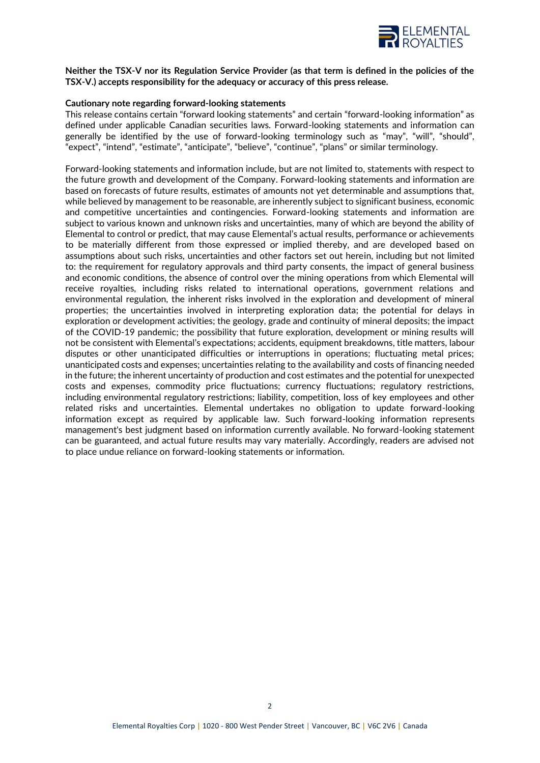**Neither the TSX-V nor its Regulation Service Provider (as that term is defined in the policies of the TSX-V.) accepts responsibility for the adequacy or accuracy of this press release.**

**Cautionary note regarding forward-looking statements**

This release contains certain "forward looking statements" and certain "forward-looking information" as defined under applicable Canadian securities laws. Forward-looking statements and information can generally be identified by the use of forward-looking terminology such as "may", "will", "should", "expect", "intend", "estimate", "anticipate", "believe", "continue", "plans" or similar terminology.

Forward-looking statements and information include, but are not limited to, statements with respect to the future growth and development of the Company. Forward-looking statements and information are based on forecasts of future results, estimates of amounts not yet determinable and assumptions that, while believed by management to be reasonable, are inherently subject to significant business, economic and competitive uncertainties and contingencies. Forward-looking statements and information are subject to various known and unknown risks and uncertainties, many of which are beyond the ability of Elemental to control or predict, that may cause Elemental's actual results, performance or achievements to be materially different from those expressed or implied thereby, and are developed based on assumptions about such risks, uncertainties and other factors set out herein, including but not limited to: the requirement for regulatory approvals and third party consents, the impact of general business and economic conditions, the absence of control over the mining operations from which Elemental will receive royalties, including risks related to international operations, government relations and environmental regulation, the inherent risks involved in the exploration and development of mineral properties; the uncertainties involved in interpreting exploration data; the potential for delays in exploration or development activities; the geology, grade and continuity of mineral deposits; the impact of the COVID-19 pandemic; the possibility that future exploration, development or mining results will not be consistent with Elemental's expectations; accidents, equipment breakdowns, title matters, labour disputes or other unanticipated difficulties or interruptions in operations; fluctuating metal prices; unanticipated costs and expenses; uncertainties relating to the availability and costs of financing needed in the future; the inherent uncertainty of production and cost estimates and the potential for unexpected costs and expenses, commodity price fluctuations; currency fluctuations; regulatory restrictions, including environmental regulatory restrictions; liability, competition, loss of key employees and other related risks and uncertainties. Elemental undertakes no obligation to update forward-looking information except as required by applicable law. Such forward-looking information represents management's best judgment based on information currently available. No forward-looking statement can be guaranteed, and actual future results may vary materially. Accordingly, readers are advised not to place undue reliance on forward-looking statements or information.